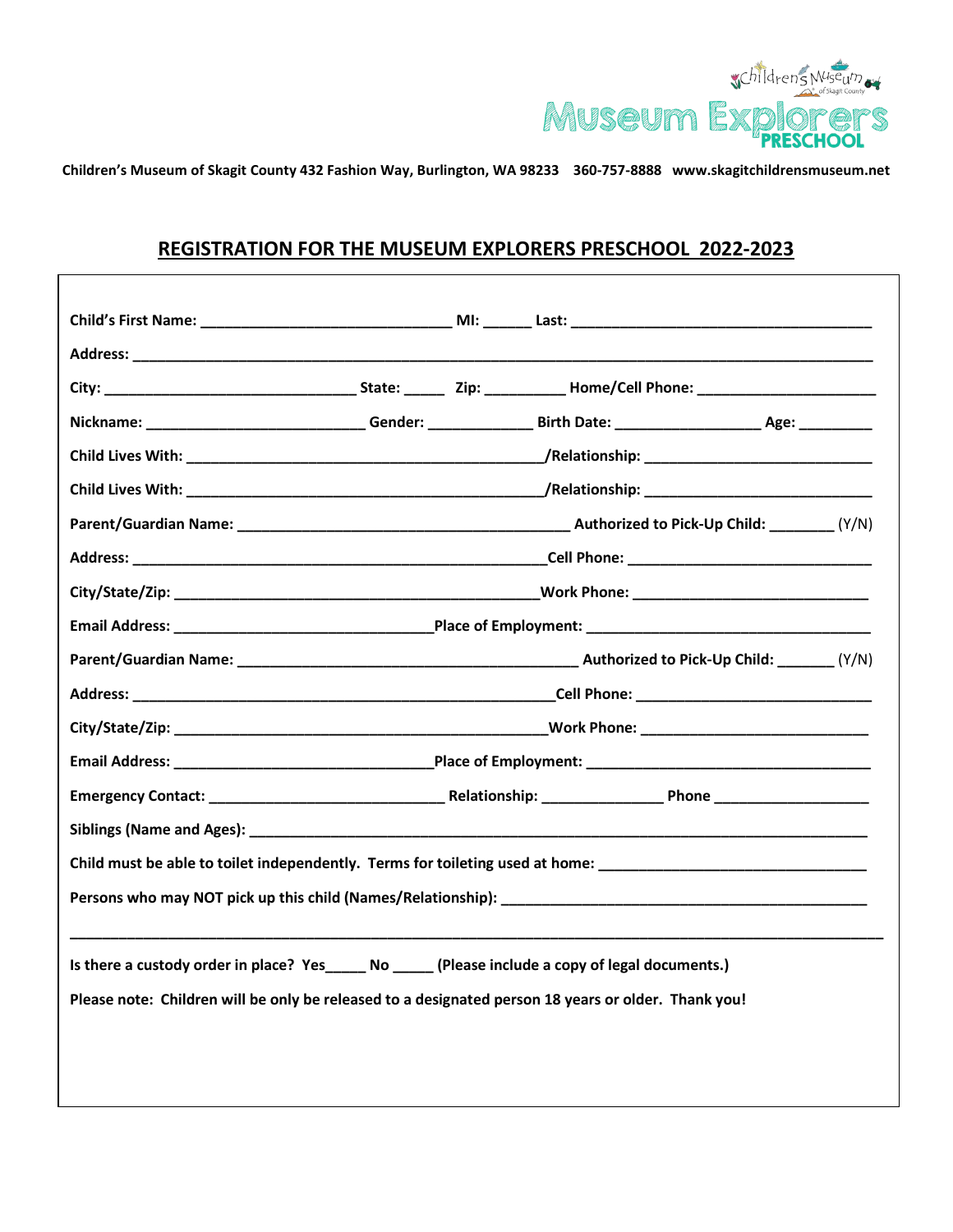Children's Museum of Skagit County 432 Fashion Way, Burlington, WA 98233 360-757-8888 www.skagitchildrensmuseum.net

## REGISTRATION FOR THE MUSEUM EXPLORERS PRESCHOOL 2022-2023

**Child's First Name:** ______________________________ **MI:** ______ **Last:** ____________________________________

**Address:** ________________________________________________________________________________________

**City:** ______________________________ **State:** _____ **Zip:** __________ **Home/Cell Phone:** ______________________

**Nickname:** __________________________ **Gender:** ____________ **Birth Date:** _________________ **Age:** _________

**Child Lives With:** ___________________________________________/**Relationship:** ___________________________

**Child Lives With:** ___________________________________________/**Relationship:** ___________________________

**Parent/Guardian Name:** ________________________________________ **Authorized to Pick-Up Child:** ________ (Y/N)

**Address:** __________________________________________________**Cell Phone:** ____________________________

**City/State/Zip:** ____________________________________________**Work Phone:** ____________________________

**Email Address:** ______________________________**Place of Employment:** __________________________________

**Parent/Guardian Name:** _________________________________________ **Authorized to Pick-Up Child:** _______ (Y/N)

**Address:** ___________________________________________________**Cell Phone:** ____________________________

**City/State/Zip:** _____________________________________________**Work Phone:** ____________________________

**Email Address:** ______________________________**Place of Employment:** __________________________________

**Emergency Contact:** ____________________________ **Relationship:** ______________ **Phone** ___________________

**Siblings (Name and Ages):** _________________________________________________________________________

**Child must be able to toilet independently. Terms for toileting used at home:** ________________________________

**Persons who may NOT pick up this child (Names/Relationship):** ___________________________________________

____________________________________________________________________________________________________

**Is there a custody order in place? Yes_____ No _____ (Please include a copy of legal documents.)**

**Please note: Children will be only be released to a designated person 18 years or older. Thank you!**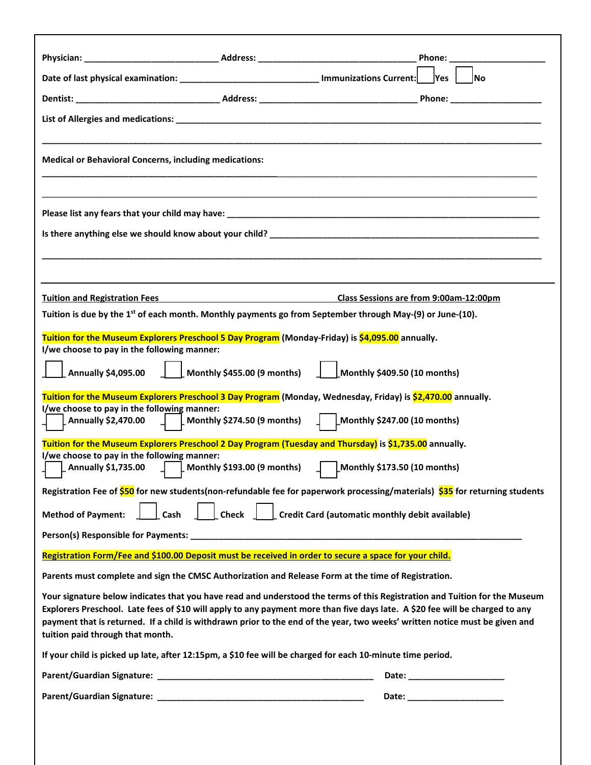**Physician:** ___________________________ **Address:** ________________________________ **Phone:** ____________________

**Date of last physical examination:** ____________________________ **Immunizations Current:** ☐ Yes ☐ No

**Dentist:** _____________________________ **Address:** ________________________________ **Phone:** ___________________

**List of Allergies and medications:** _______________________________________________________________________________

_____________________________________________________________________________________________________________

**Medical or Behavioral Concerns, including medications:**

_____________________________________________________________________________________________________________

_____________________________________________________________________________________________________________

**Please list any fears that your child may have:** _________________________________________________________________

**Is there anything else we should know about your child?** _________________________________________________________

_____________________________________________________________________________________________________________

---

**Tuition and Registration Fees** **Class Sessions are from 9:00am-12:00pm**

**Tuition is due by the 1st of each month. Monthly payments go from September through May-(9) or June-(10).**

**Tuition for the Museum Explorers Preschool 5 Day Program (Monday-Friday) is $4,095.00 annually.**
**I/we choose to pay in the following manner:**

☐ **Annually $4,095.00** ☐ **Monthly $455.00 (9 months)** ☐ **Monthly $409.50 (10 months)**

**Tuition for the Museum Explorers Preschool 3 Day Program (Monday, Wednesday, Friday) is $2,470.00 annually.**
**I/we choose to pay in the following manner:**

☐ **Annually $2,470.00** ☐ **Monthly $274.50 (9 months)** ☐ **Monthly $247.00 (10 months)**

**Tuition for the Museum Explorers Preschool 2 Day Program (Tuesday and Thursday) is $1,735.00 annually.**
**I/we choose to pay in the following manner:**

☐ **Annually $1,735.00** ☐ **Monthly $193.00 (9 months)** ☐ **Monthly $173.50 (10 months)**

**Registration Fee of $50 for new students(non-refundable fee for paperwork processing/materials) $35 for returning students**

**Method of Payment:** ☐ **Cash** ☐ **Check** ☐ **Credit Card (automatic monthly debit available)**

**Person(s) Responsible for Payments:** ________________________________________________________________________

**Registration Form/Fee and $100.00 Deposit must be received in order to secure a space for your child.**

**Parents must complete and sign the CMSC Authorization and Release Form at the time of Registration.**

**Your signature below indicates that you have read and understood the terms of this Registration and Tuition for the Museum Explorers Preschool. Late fees of $10 will apply to any payment more than five days late. A $20 fee will be charged to any payment that is returned. If a child is withdrawn prior to the end of the year, two weeks' written notice must be given and tuition paid through that month.**

**If your child is picked up late, after 12:15pm, a $10 fee will be charged for each 10-minute time period.**

**Parent/Guardian Signature:** _______________________________________________ **Date:** ____________________

**Parent/Guardian Signature:** _____________________________________________ **Date:** ____________________